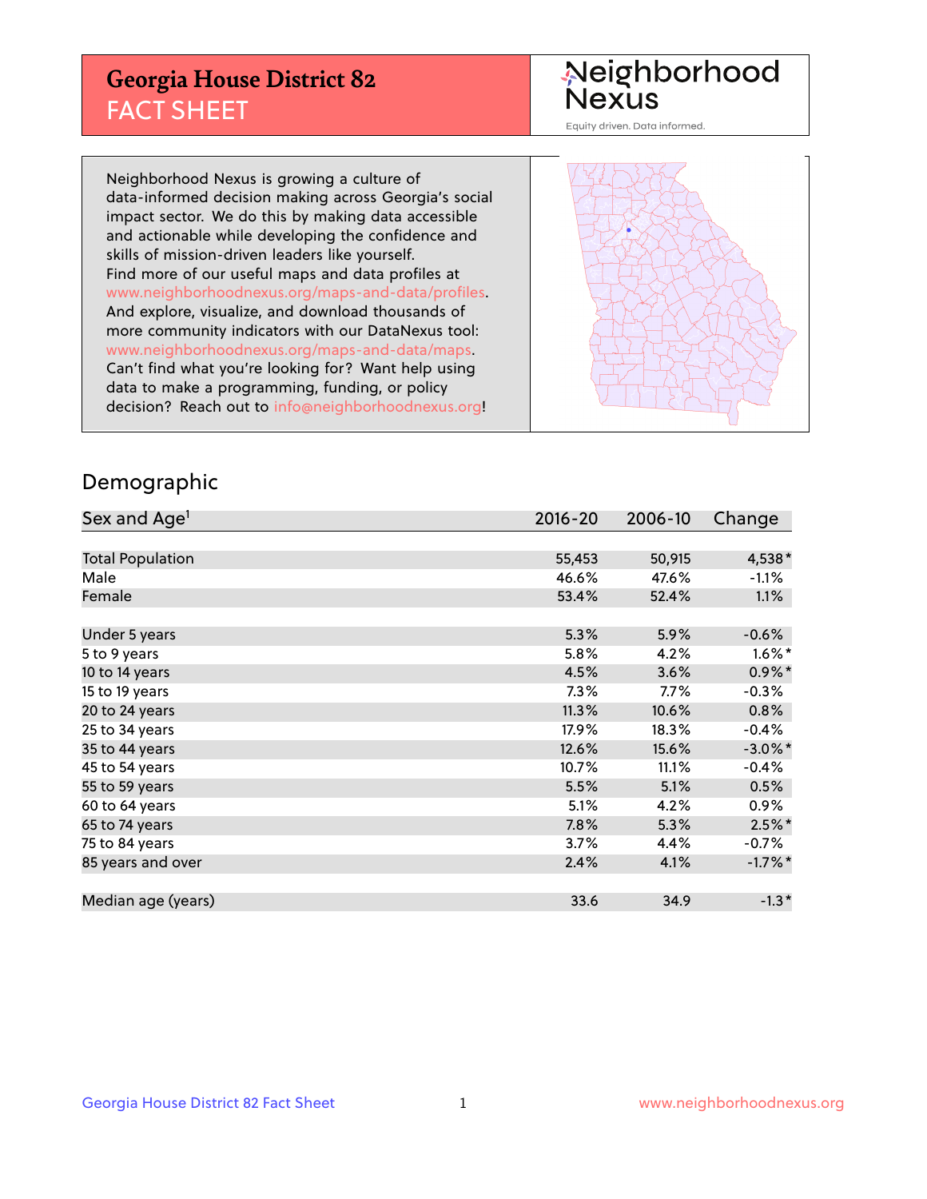# Georgia House District 82

## FACT SHEET

Neighborhood Nexus

Equity driven. Data informed.

Neighborhood Nexus is growing a culture of data-informed decision making across Georgia's social impact sector. We do this by making data accessible and actionable while developing the confidence and skills of mission-driven leaders like yourself. Find more of our useful maps and data profiles at www.neighborhoodnexus.org/maps-and-data/profiles. And explore, visualize, and download thousands of more community indicators with our DataNexus tool: www.neighborhoodnexus.org/maps-and-data/maps. Can't find what you're looking for? Want help using data to make a programming, funding, or policy decision? Reach out to info@neighborhoodnexus.org!

## Demographic

| Sex and Age[1] | 2016-20 | 2006-10 | Change |
|---|---|---|---|
| Total Population | 55,453 | 50,915 | 4,538* |
| Male | 46.6% | 47.6% | -1.1% |
| Female | 53.4% | 52.4% | 1.1% |
| | | | |
| Under 5 years | 5.3% | 5.9% | -0.6% |
| 5 to 9 years | 5.8% | 4.2% | 1.6%* |
| 10 to 14 years | 4.5% | 3.6% | 0.9%* |
| 15 to 19 years | 7.3% | 7.7% | -0.3% |
| 20 to 24 years | 11.3% | 10.6% | 0.8% |
| 25 to 34 years | 17.9% | 18.3% | -0.4% |
| 35 to 44 years | 12.6% | 15.6% | -3.0%* |
| 45 to 54 years | 10.7% | 11.1% | -0.4% |
| 55 to 59 years | 5.5% | 5.1% | 0.5% |
| 60 to 64 years | 5.1% | 4.2% | 0.9% |
| 65 to 74 years | 7.8% | 5.3% | 2.5%* |
| 75 to 84 years | 3.7% | 4.4% | -0.7% |
| 85 years and over | 2.4% | 4.1% | -1.7%* |
| | | | |
| Median age (years) | 33.6 | 34.9 | -1.3* |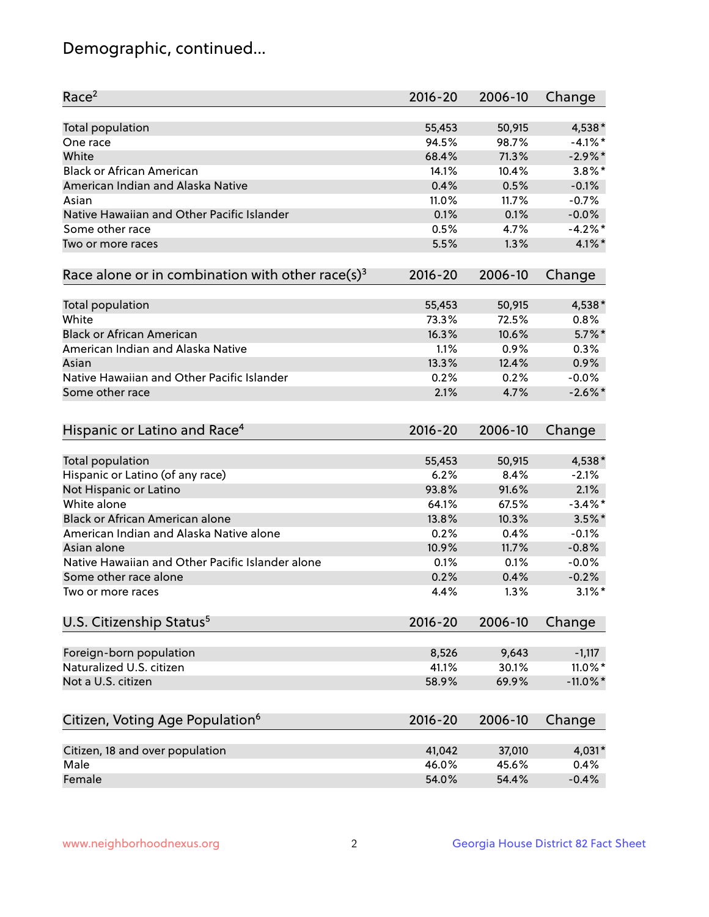## Demographic, continued...

| Race[2] | 2016-20 | 2006-10 | Change |
|---|---|---|---|
| Total population | 55,453 | 50,915 | 4,538* |
| One race | 94.5% | 98.7% | -4.1%* |
| White | 68.4% | 71.3% | -2.9%* |
| Black or African American | 14.1% | 10.4% | 3.8%* |
| American Indian and Alaska Native | 0.4% | 0.5% | -0.1% |
| Asian | 11.0% | 11.7% | -0.7% |
| Native Hawaiian and Other Pacific Islander | 0.1% | 0.1% | -0.0% |
| Some other race | 0.5% | 4.7% | -4.2%* |
| Two or more races | 5.5% | 1.3% | 4.1%* |

| Race alone or in combination with other race(s)[3] | 2016-20 | 2006-10 | Change |
|---|---|---|---|
| Total population | 55,453 | 50,915 | 4,538* |
| White | 73.3% | 72.5% | 0.8% |
| Black or African American | 16.3% | 10.6% | 5.7%* |
| American Indian and Alaska Native | 1.1% | 0.9% | 0.3% |
| Asian | 13.3% | 12.4% | 0.9% |
| Native Hawaiian and Other Pacific Islander | 0.2% | 0.2% | -0.0% |
| Some other race | 2.1% | 4.7% | -2.6%* |

| Hispanic or Latino and Race[4] | 2016-20 | 2006-10 | Change |
|---|---|---|---|
| Total population | 55,453 | 50,915 | 4,538* |
| Hispanic or Latino (of any race) | 6.2% | 8.4% | -2.1% |
| Not Hispanic or Latino | 93.8% | 91.6% | 2.1% |
| White alone | 64.1% | 67.5% | -3.4%* |
| Black or African American alone | 13.8% | 10.3% | 3.5%* |
| American Indian and Alaska Native alone | 0.2% | 0.4% | -0.1% |
| Asian alone | 10.9% | 11.7% | -0.8% |
| Native Hawaiian and Other Pacific Islander alone | 0.1% | 0.1% | -0.0% |
| Some other race alone | 0.2% | 0.4% | -0.2% |
| Two or more races | 4.4% | 1.3% | 3.1%* |

| U.S. Citizenship Status[5] | 2016-20 | 2006-10 | Change |
|---|---|---|---|
| Foreign-born population | 8,526 | 9,643 | -1,117 |
| Naturalized U.S. citizen | 41.1% | 30.1% | 11.0%* |
| Not a U.S. citizen | 58.9% | 69.9% | -11.0%* |

| Citizen, Voting Age Population[6] | 2016-20 | 2006-10 | Change |
|---|---|---|---|
| Citizen, 18 and over population | 41,042 | 37,010 | 4,031* |
| Male | 46.0% | 45.6% | 0.4% |
| Female | 54.0% | 54.4% | -0.4% |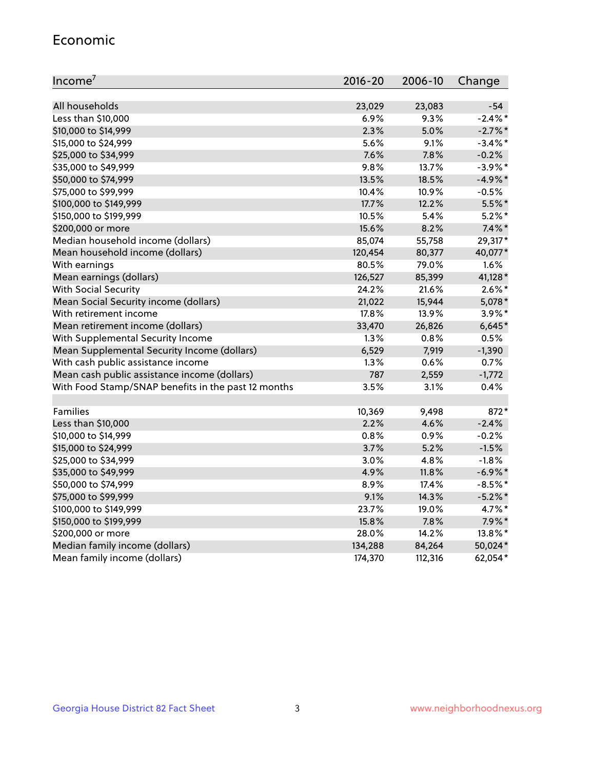## Economic

| Income[7] | 2016-20 | 2006-10 | Change |
|---|---|---|---|
| All households | 23,029 | 23,083 | -54 |
| Less than $10,000 | 6.9% | 9.3% | -2.4%* |
| $10,000 to $14,999 | 2.3% | 5.0% | -2.7%* |
| $15,000 to $24,999 | 5.6% | 9.1% | -3.4%* |
| $25,000 to $34,999 | 7.6% | 7.8% | -0.2% |
| $35,000 to $49,999 | 9.8% | 13.7% | -3.9%* |
| $50,000 to $74,999 | 13.5% | 18.5% | -4.9%* |
| $75,000 to $99,999 | 10.4% | 10.9% | -0.5% |
| $100,000 to $149,999 | 17.7% | 12.2% | 5.5%* |
| $150,000 to $199,999 | 10.5% | 5.4% | 5.2%* |
| $200,000 or more | 15.6% | 8.2% | 7.4%* |
| Median household income (dollars) | 85,074 | 55,758 | 29,317* |
| Mean household income (dollars) | 120,454 | 80,377 | 40,077* |
| With earnings | 80.5% | 79.0% | 1.6% |
| Mean earnings (dollars) | 126,527 | 85,399 | 41,128* |
| With Social Security | 24.2% | 21.6% | 2.6%* |
| Mean Social Security income (dollars) | 21,022 | 15,944 | 5,078* |
| With retirement income | 17.8% | 13.9% | 3.9%* |
| Mean retirement income (dollars) | 33,470 | 26,826 | 6,645* |
| With Supplemental Security Income | 1.3% | 0.8% | 0.5% |
| Mean Supplemental Security Income (dollars) | 6,529 | 7,919 | -1,390 |
| With cash public assistance income | 1.3% | 0.6% | 0.7% |
| Mean cash public assistance income (dollars) | 787 | 2,559 | -1,772 |
| With Food Stamp/SNAP benefits in the past 12 months | 3.5% | 3.1% | 0.4% |
| | | | |
| Families | 10,369 | 9,498 | 872* |
| Less than $10,000 | 2.2% | 4.6% | -2.4% |
| $10,000 to $14,999 | 0.8% | 0.9% | -0.2% |
| $15,000 to $24,999 | 3.7% | 5.2% | -1.5% |
| $25,000 to $34,999 | 3.0% | 4.8% | -1.8% |
| $35,000 to $49,999 | 4.9% | 11.8% | -6.9%* |
| $50,000 to $74,999 | 8.9% | 17.4% | -8.5%* |
| $75,000 to $99,999 | 9.1% | 14.3% | -5.2%* |
| $100,000 to $149,999 | 23.7% | 19.0% | 4.7%* |
| $150,000 to $199,999 | 15.8% | 7.8% | 7.9%* |
| $200,000 or more | 28.0% | 14.2% | 13.8%* |
| Median family income (dollars) | 134,288 | 84,264 | 50,024* |
| Mean family income (dollars) | 174,370 | 112,316 | 62,054* |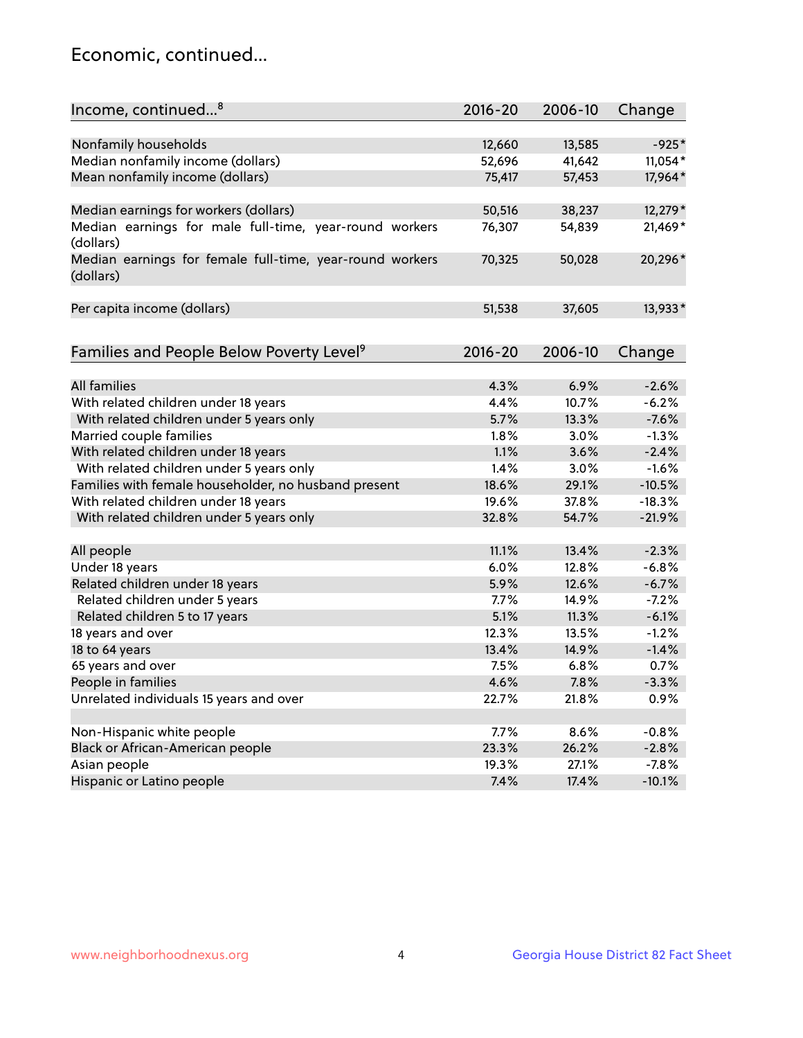## Economic, continued...

| Income, continued...[8] | 2016-20 | 2006-10 | Change |
|---|---|---|---|
| Nonfamily households | 12,660 | 13,585 | -925* |
| Median nonfamily income (dollars) | 52,696 | 41,642 | 11,054* |
| Mean nonfamily income (dollars) | 75,417 | 57,453 | 17,964* |
| Median earnings for workers (dollars) | 50,516 | 38,237 | 12,279* |
| Median earnings for male full-time, year-round workers (dollars) | 76,307 | 54,839 | 21,469* |
| Median earnings for female full-time, year-round workers (dollars) | 70,325 | 50,028 | 20,296* |
| Per capita income (dollars) | 51,538 | 37,605 | 13,933* |

| Families and People Below Poverty Level[9] | 2016-20 | 2006-10 | Change |
|---|---|---|---|
| All families | 4.3% | 6.9% | -2.6% |
| With related children under 18 years | 4.4% | 10.7% | -6.2% |
| With related children under 5 years only | 5.7% | 13.3% | -7.6% |
| Married couple families | 1.8% | 3.0% | -1.3% |
| With related children under 18 years | 1.1% | 3.6% | -2.4% |
| With related children under 5 years only | 1.4% | 3.0% | -1.6% |
| Families with female householder, no husband present | 18.6% | 29.1% | -10.5% |
| With related children under 18 years | 19.6% | 37.8% | -18.3% |
| With related children under 5 years only | 32.8% | 54.7% | -21.9% |
| All people | 11.1% | 13.4% | -2.3% |
| Under 18 years | 6.0% | 12.8% | -6.8% |
| Related children under 18 years | 5.9% | 12.6% | -6.7% |
| Related children under 5 years | 7.7% | 14.9% | -7.2% |
| Related children 5 to 17 years | 5.1% | 11.3% | -6.1% |
| 18 years and over | 12.3% | 13.5% | -1.2% |
| 18 to 64 years | 13.4% | 14.9% | -1.4% |
| 65 years and over | 7.5% | 6.8% | 0.7% |
| People in families | 4.6% | 7.8% | -3.3% |
| Unrelated individuals 15 years and over | 22.7% | 21.8% | 0.9% |
| Non-Hispanic white people | 7.7% | 8.6% | -0.8% |
| Black or African-American people | 23.3% | 26.2% | -2.8% |
| Asian people | 19.3% | 27.1% | -7.8% |
| Hispanic or Latino people | 7.4% | 17.4% | -10.1% |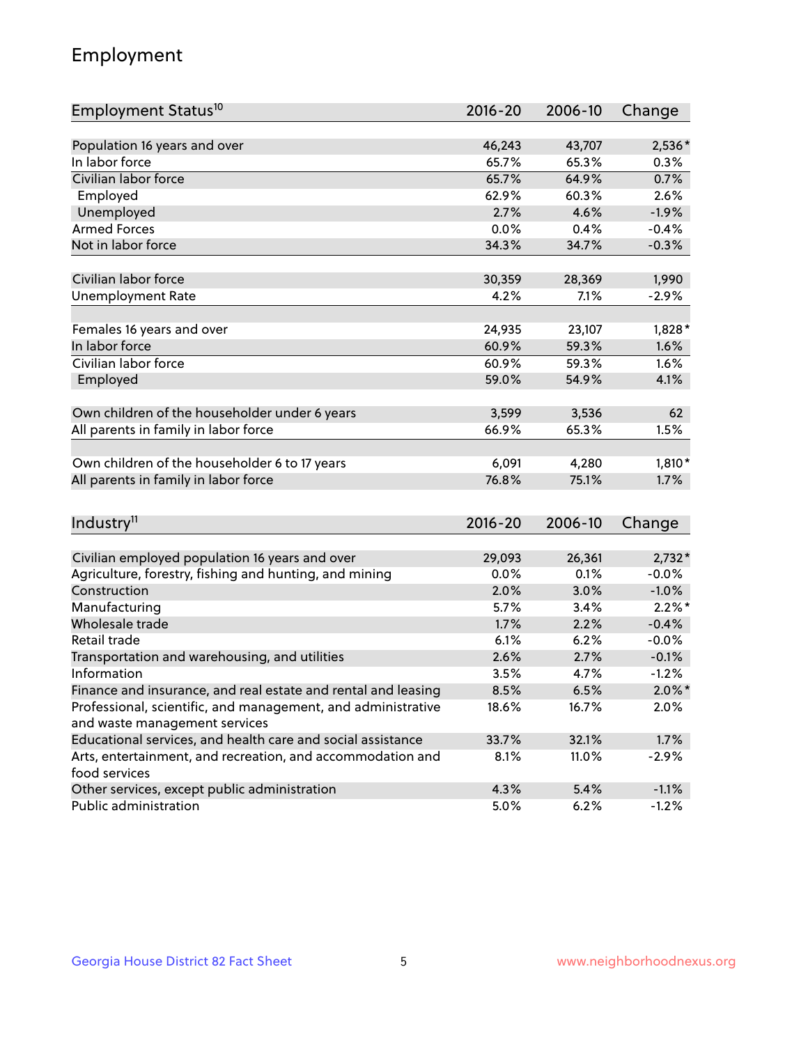## Employment

| Employment Status[10] | 2016-20 | 2006-10 | Change |
|---|---|---|---|
| Population 16 years and over | 46,243 | 43,707 | 2,536* |
| In labor force | 65.7% | 65.3% | 0.3% |
| Civilian labor force | 65.7% | 64.9% | 0.7% |
| Employed | 62.9% | 60.3% | 2.6% |
| Unemployed | 2.7% | 4.6% | -1.9% |
| Armed Forces | 0.0% | 0.4% | -0.4% |
| Not in labor force | 34.3% | 34.7% | -0.3% |
| | | | |
| Civilian labor force | 30,359 | 28,369 | 1,990 |
| Unemployment Rate | 4.2% | 7.1% | -2.9% |
| | | | |
| Females 16 years and over | 24,935 | 23,107 | 1,828* |
| In labor force | 60.9% | 59.3% | 1.6% |
| Civilian labor force | 60.9% | 59.3% | 1.6% |
| Employed | 59.0% | 54.9% | 4.1% |
| | | | |
| Own children of the householder under 6 years | 3,599 | 3,536 | 62 |
| All parents in family in labor force | 66.9% | 65.3% | 1.5% |
| | | | |
| Own children of the householder 6 to 17 years | 6,091 | 4,280 | 1,810* |
| All parents in family in labor force | 76.8% | 75.1% | 1.7% |

| Industry[11] | 2016-20 | 2006-10 | Change |
|---|---|---|---|
| Civilian employed population 16 years and over | 29,093 | 26,361 | 2,732* |
| Agriculture, forestry, fishing and hunting, and mining | 0.0% | 0.1% | -0.0% |
| Construction | 2.0% | 3.0% | -1.0% |
| Manufacturing | 5.7% | 3.4% | 2.2%* |
| Wholesale trade | 1.7% | 2.2% | -0.4% |
| Retail trade | 6.1% | 6.2% | -0.0% |
| Transportation and warehousing, and utilities | 2.6% | 2.7% | -0.1% |
| Information | 3.5% | 4.7% | -1.2% |
| Finance and insurance, and real estate and rental and leasing | 8.5% | 6.5% | 2.0%* |
| Professional, scientific, and management, and administrative and waste management services | 18.6% | 16.7% | 2.0% |
| Educational services, and health care and social assistance | 33.7% | 32.1% | 1.7% |
| Arts, entertainment, and recreation, and accommodation and food services | 8.1% | 11.0% | -2.9% |
| Other services, except public administration | 4.3% | 5.4% | -1.1% |
| Public administration | 5.0% | 6.2% | -1.2% |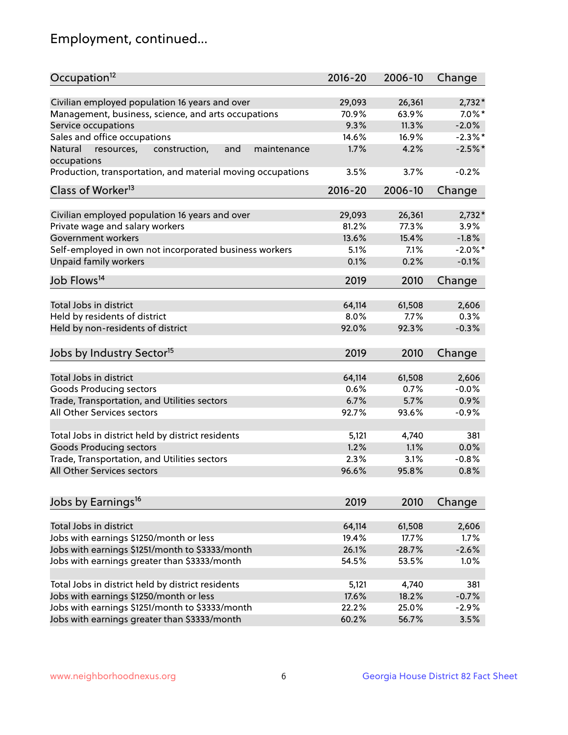# Employment, continued...

| Occupation[12] | 2016-20 | 2006-10 | Change |
|---|---|---|---|
| Civilian employed population 16 years and over | 29,093 | 26,361 | 2,732* |
| Management, business, science, and arts occupations | 70.9% | 63.9% | 7.0%* |
| Service occupations | 9.3% | 11.3% | -2.0% |
| Sales and office occupations | 14.6% | 16.9% | -2.3%* |
| Natural resources, construction, and maintenance occupations | 1.7% | 4.2% | -2.5%* |
| Production, transportation, and material moving occupations | 3.5% | 3.7% | -0.2% |

| Class of Worker[13] | 2016-20 | 2006-10 | Change |
|---|---|---|---|
| Civilian employed population 16 years and over | 29,093 | 26,361 | 2,732* |
| Private wage and salary workers | 81.2% | 77.3% | 3.9% |
| Government workers | 13.6% | 15.4% | -1.8% |
| Self-employed in own not incorporated business workers | 5.1% | 7.1% | -2.0%* |
| Unpaid family workers | 0.1% | 0.2% | -0.1% |

| Job Flows[14] | 2019 | 2010 | Change |
|---|---|---|---|
| Total Jobs in district | 64,114 | 61,508 | 2,606 |
| Held by residents of district | 8.0% | 7.7% | 0.3% |
| Held by non-residents of district | 92.0% | 92.3% | -0.3% |

| Jobs by Industry Sector[15] | 2019 | 2010 | Change |
|---|---|---|---|
| Total Jobs in district | 64,114 | 61,508 | 2,606 |
| Goods Producing sectors | 0.6% | 0.7% | -0.0% |
| Trade, Transportation, and Utilities sectors | 6.7% | 5.7% | 0.9% |
| All Other Services sectors | 92.7% | 93.6% | -0.9% |
| | | | |
| Total Jobs in district held by district residents | 5,121 | 4,740 | 381 |
| Goods Producing sectors | 1.2% | 1.1% | 0.0% |
| Trade, Transportation, and Utilities sectors | 2.3% | 3.1% | -0.8% |
| All Other Services sectors | 96.6% | 95.8% | 0.8% |

| Jobs by Earnings[16] | 2019 | 2010 | Change |
|---|---|---|---|
| Total Jobs in district | 64,114 | 61,508 | 2,606 |
| Jobs with earnings $1250/month or less | 19.4% | 17.7% | 1.7% |
| Jobs with earnings $1251/month to $3333/month | 26.1% | 28.7% | -2.6% |
| Jobs with earnings greater than $3333/month | 54.5% | 53.5% | 1.0% |
| | | | |
| Total Jobs in district held by district residents | 5,121 | 4,740 | 381 |
| Jobs with earnings $1250/month or less | 17.6% | 18.2% | -0.7% |
| Jobs with earnings $1251/month to $3333/month | 22.2% | 25.0% | -2.9% |
| Jobs with earnings greater than $3333/month | 60.2% | 56.7% | 3.5% |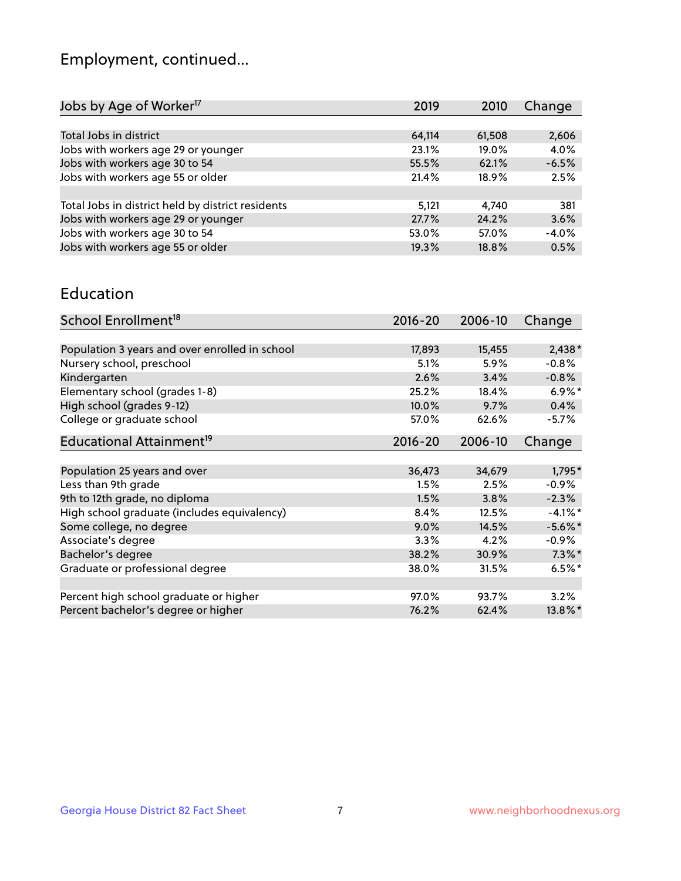# Employment, continued...

| Jobs by Age of Worker[17] | 2019 | 2010 | Change |
|---|---|---|---|
| | | | |
| Total Jobs in district | 64,114 | 61,508 | 2,606 |
| Jobs with workers age 29 or younger | 23.1% | 19.0% | 4.0% |
| Jobs with workers age 30 to 54 | 55.5% | 62.1% | -6.5% |
| Jobs with workers age 55 or older | 21.4% | 18.9% | 2.5% |
| | | | |
| Total Jobs in district held by district residents | 5,121 | 4,740 | 381 |
| Jobs with workers age 29 or younger | 27.7% | 24.2% | 3.6% |
| Jobs with workers age 30 to 54 | 53.0% | 57.0% | -4.0% |
| Jobs with workers age 55 or older | 19.3% | 18.8% | 0.5% |

## Education

| School Enrollment[18] | 2016-20 | 2006-10 | Change |
|---|---|---|---|
| | | | |
| Population 3 years and over enrolled in school | 17,893 | 15,455 | 2,438* |
| Nursery school, preschool | 5.1% | 5.9% | -0.8% |
| Kindergarten | 2.6% | 3.4% | -0.8% |
| Elementary school (grades 1-8) | 25.2% | 18.4% | 6.9%* |
| High school (grades 9-12) | 10.0% | 9.7% | 0.4% |
| College or graduate school | 57.0% | 62.6% | -5.7% |

| Educational Attainment[19] | 2016-20 | 2006-10 | Change |
|---|---|---|---|
| | | | |
| Population 25 years and over | 36,473 | 34,679 | 1,795* |
| Less than 9th grade | 1.5% | 2.5% | -0.9% |
| 9th to 12th grade, no diploma | 1.5% | 3.8% | -2.3% |
| High school graduate (includes equivalency) | 8.4% | 12.5% | -4.1%* |
| Some college, no degree | 9.0% | 14.5% | -5.6%* |
| Associate's degree | 3.3% | 4.2% | -0.9% |
| Bachelor's degree | 38.2% | 30.9% | 7.3%* |
| Graduate or professional degree | 38.0% | 31.5% | 6.5%* |
| | | | |
| Percent high school graduate or higher | 97.0% | 93.7% | 3.2% |
| Percent bachelor's degree or higher | 76.2% | 62.4% | 13.8%* |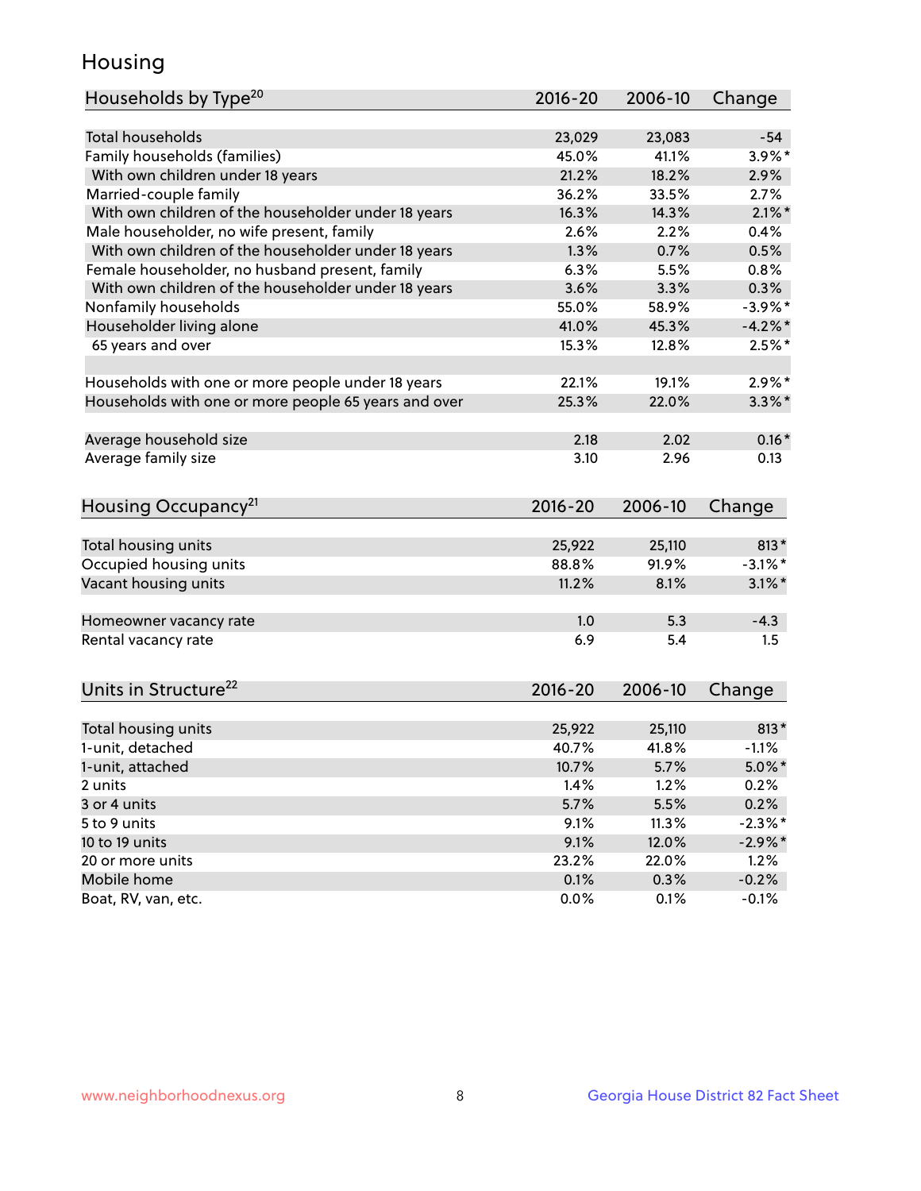## Housing

| Households by Type[20] | 2016-20 | 2006-10 | Change |
|---|---|---|---|
| Total households | 23,029 | 23,083 | -54 |
| Family households (families) | 45.0% | 41.1% | 3.9%* |
| With own children under 18 years | 21.2% | 18.2% | 2.9% |
| Married-couple family | 36.2% | 33.5% | 2.7% |
| With own children of the householder under 18 years | 16.3% | 14.3% | 2.1%* |
| Male householder, no wife present, family | 2.6% | 2.2% | 0.4% |
| With own children of the householder under 18 years | 1.3% | 0.7% | 0.5% |
| Female householder, no husband present, family | 6.3% | 5.5% | 0.8% |
| With own children of the householder under 18 years | 3.6% | 3.3% | 0.3% |
| Nonfamily households | 55.0% | 58.9% | -3.9%* |
| Householder living alone | 41.0% | 45.3% | -4.2%* |
| 65 years and over | 15.3% | 12.8% | 2.5%* |
| Households with one or more people under 18 years | 22.1% | 19.1% | 2.9%* |
| Households with one or more people 65 years and over | 25.3% | 22.0% | 3.3%* |
| Average household size | 2.18 | 2.02 | 0.16* |
| Average family size | 3.10 | 2.96 | 0.13 |

| Housing Occupancy[21] | 2016-20 | 2006-10 | Change |
|---|---|---|---|
| Total housing units | 25,922 | 25,110 | 813* |
| Occupied housing units | 88.8% | 91.9% | -3.1%* |
| Vacant housing units | 11.2% | 8.1% | 3.1%* |
| Homeowner vacancy rate | 1.0 | 5.3 | -4.3 |
| Rental vacancy rate | 6.9 | 5.4 | 1.5 |

| Units in Structure[22] | 2016-20 | 2006-10 | Change |
|---|---|---|---|
| Total housing units | 25,922 | 25,110 | 813* |
| 1-unit, detached | 40.7% | 41.8% | -1.1% |
| 1-unit, attached | 10.7% | 5.7% | 5.0%* |
| 2 units | 1.4% | 1.2% | 0.2% |
| 3 or 4 units | 5.7% | 5.5% | 0.2% |
| 5 to 9 units | 9.1% | 11.3% | -2.3%* |
| 10 to 19 units | 9.1% | 12.0% | -2.9%* |
| 20 or more units | 23.2% | 22.0% | 1.2% |
| Mobile home | 0.1% | 0.3% | -0.2% |
| Boat, RV, van, etc. | 0.0% | 0.1% | -0.1% |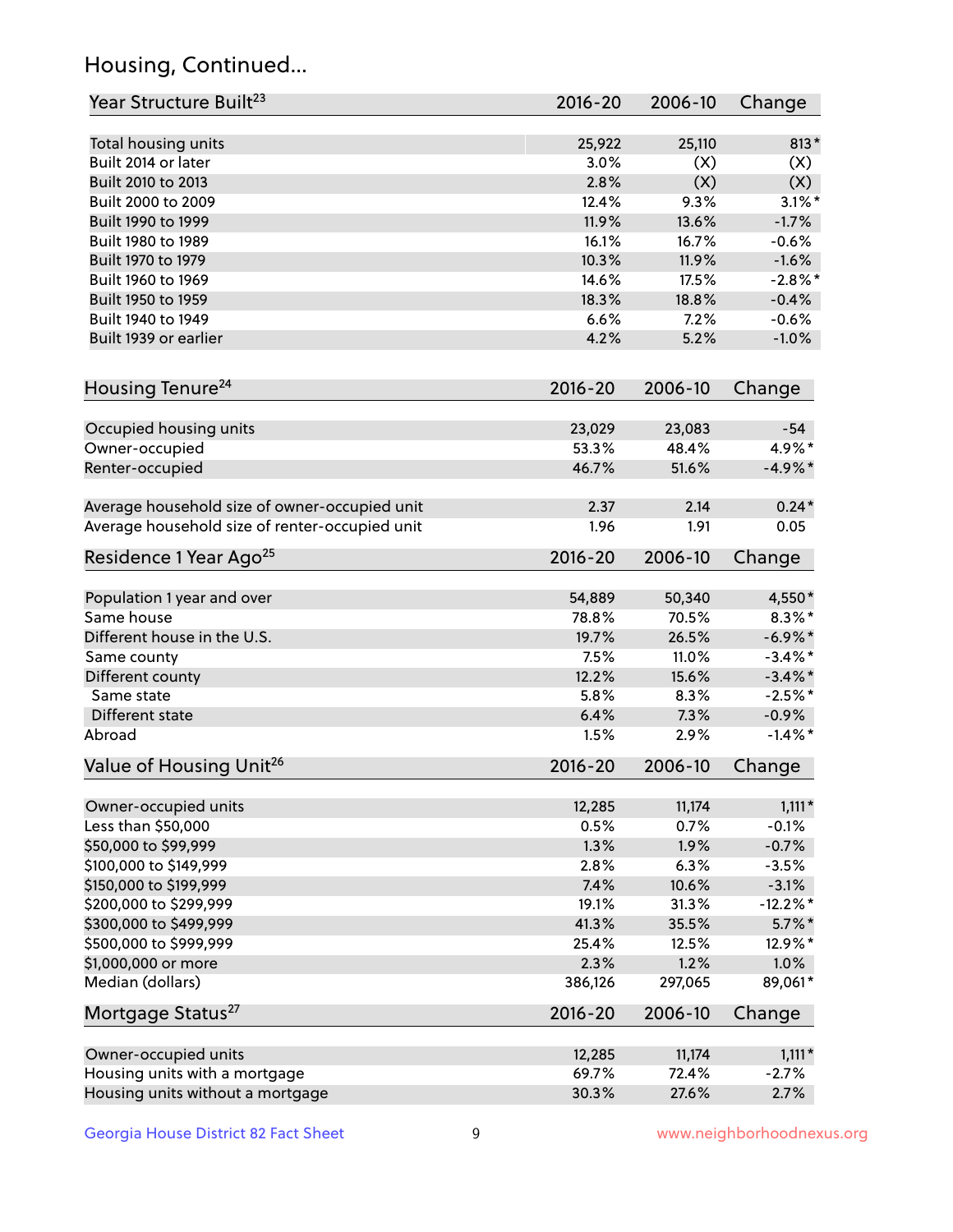## Housing, Continued...

| Year Structure Built[23] | 2016-20 | 2006-10 | Change |
|---|---|---|---|
| Total housing units | 25,922 | 25,110 | 813* |
| Built 2014 or later | 3.0% | (X) | (X) |
| Built 2010 to 2013 | 2.8% | (X) | (X) |
| Built 2000 to 2009 | 12.4% | 9.3% | 3.1%* |
| Built 1990 to 1999 | 11.9% | 13.6% | -1.7% |
| Built 1980 to 1989 | 16.1% | 16.7% | -0.6% |
| Built 1970 to 1979 | 10.3% | 11.9% | -1.6% |
| Built 1960 to 1969 | 14.6% | 17.5% | -2.8%* |
| Built 1950 to 1959 | 18.3% | 18.8% | -0.4% |
| Built 1940 to 1949 | 6.6% | 7.2% | -0.6% |
| Built 1939 or earlier | 4.2% | 5.2% | -1.0% |

| Housing Tenure[24] | 2016-20 | 2006-10 | Change |
|---|---|---|---|
| Occupied housing units | 23,029 | 23,083 | -54 |
| Owner-occupied | 53.3% | 48.4% | 4.9%* |
| Renter-occupied | 46.7% | 51.6% | -4.9%* |
| Average household size of owner-occupied unit | 2.37 | 2.14 | 0.24* |
| Average household size of renter-occupied unit | 1.96 | 1.91 | 0.05 |

| Residence 1 Year Ago[25] | 2016-20 | 2006-10 | Change |
|---|---|---|---|
| Population 1 year and over | 54,889 | 50,340 | 4,550* |
| Same house | 78.8% | 70.5% | 8.3%* |
| Different house in the U.S. | 19.7% | 26.5% | -6.9%* |
| Same county | 7.5% | 11.0% | -3.4%* |
| Different county | 12.2% | 15.6% | -3.4%* |
| Same state | 5.8% | 8.3% | -2.5%* |
| Different state | 6.4% | 7.3% | -0.9% |
| Abroad | 1.5% | 2.9% | -1.4%* |

| Value of Housing Unit[26] | 2016-20 | 2006-10 | Change |
|---|---|---|---|
| Owner-occupied units | 12,285 | 11,174 | 1,111* |
| Less than $50,000 | 0.5% | 0.7% | -0.1% |
| $50,000 to $99,999 | 1.3% | 1.9% | -0.7% |
| $100,000 to $149,999 | 2.8% | 6.3% | -3.5% |
| $150,000 to $199,999 | 7.4% | 10.6% | -3.1% |
| $200,000 to $299,999 | 19.1% | 31.3% | -12.2%* |
| $300,000 to $499,999 | 41.3% | 35.5% | 5.7%* |
| $500,000 to $999,999 | 25.4% | 12.5% | 12.9%* |
| $1,000,000 or more | 2.3% | 1.2% | 1.0% |
| Median (dollars) | 386,126 | 297,065 | 89,061* |

| Mortgage Status[27] | 2016-20 | 2006-10 | Change |
|---|---|---|---|
| Owner-occupied units | 12,285 | 11,174 | 1,111* |
| Housing units with a mortgage | 69.7% | 72.4% | -2.7% |
| Housing units without a mortgage | 30.3% | 27.6% | 2.7% |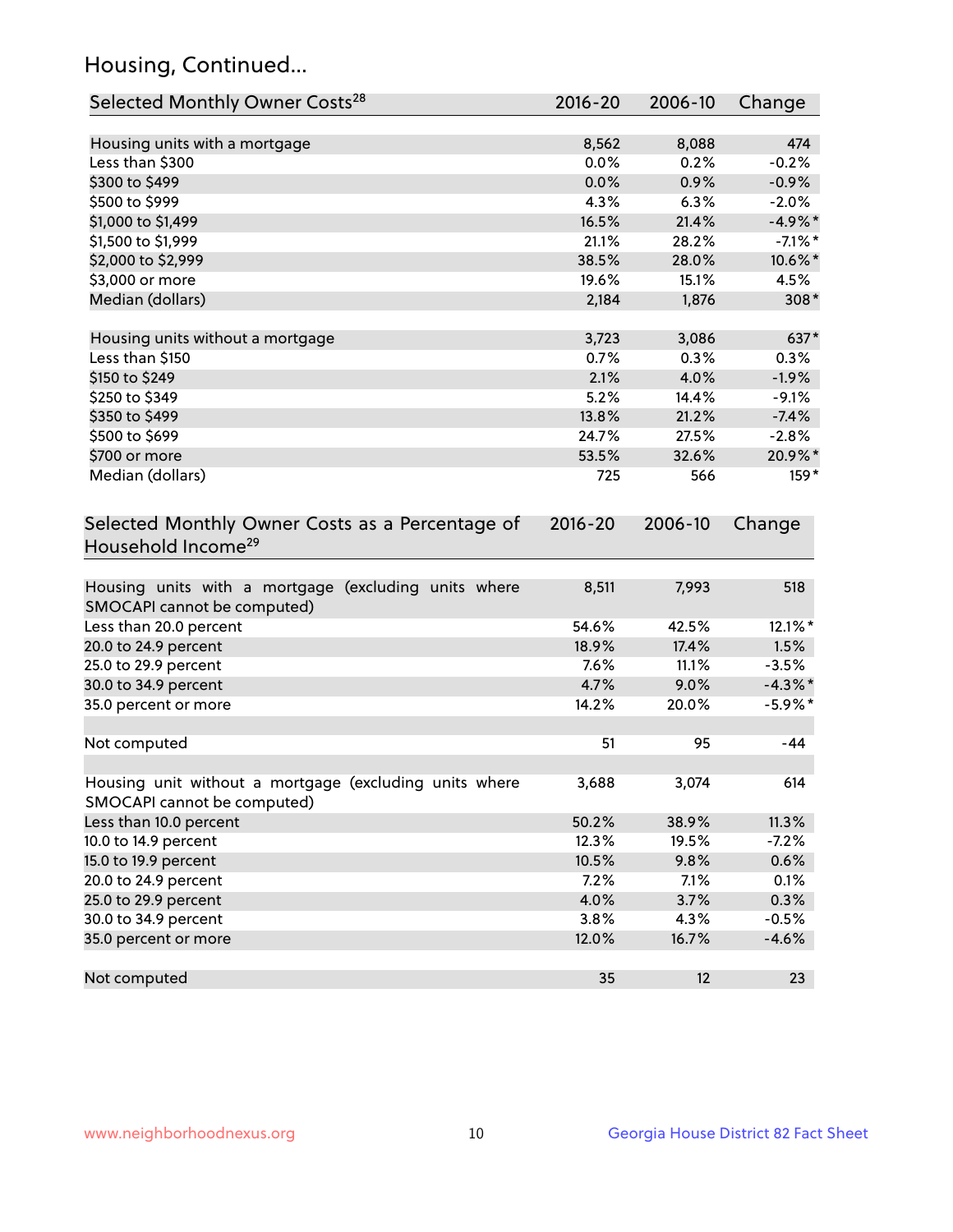## Housing, Continued...

| Selected Monthly Owner Costs[28] | 2016-20 | 2006-10 | Change |
|---|---|---|---|
| Housing units with a mortgage | 8,562 | 8,088 | 474 |
| Less than $300 | 0.0% | 0.2% | -0.2% |
| $300 to $499 | 0.0% | 0.9% | -0.9% |
| $500 to $999 | 4.3% | 6.3% | -2.0% |
| $1,000 to $1,499 | 16.5% | 21.4% | -4.9%* |
| $1,500 to $1,999 | 21.1% | 28.2% | -7.1%* |
| $2,000 to $2,999 | 38.5% | 28.0% | 10.6%* |
| $3,000 or more | 19.6% | 15.1% | 4.5% |
| Median (dollars) | 2,184 | 1,876 | 308* |
| | | | |
| Housing units without a mortgage | 3,723 | 3,086 | 637* |
| Less than $150 | 0.7% | 0.3% | 0.3% |
| $150 to $249 | 2.1% | 4.0% | -1.9% |
| $250 to $349 | 5.2% | 14.4% | -9.1% |
| $350 to $499 | 13.8% | 21.2% | -7.4% |
| $500 to $699 | 24.7% | 27.5% | -2.8% |
| $700 or more | 53.5% | 32.6% | 20.9%* |
| Median (dollars) | 725 | 566 | 159* |

| Selected Monthly Owner Costs as a Percentage of Household Income[29] | 2016-20 | 2006-10 | Change |
|---|---|---|---|
| Housing units with a mortgage (excluding units where SMOCAPI cannot be computed) | 8,511 | 7,993 | 518 |
| Less than 20.0 percent | 54.6% | 42.5% | 12.1%* |
| 20.0 to 24.9 percent | 18.9% | 17.4% | 1.5% |
| 25.0 to 29.9 percent | 7.6% | 11.1% | -3.5% |
| 30.0 to 34.9 percent | 4.7% | 9.0% | -4.3%* |
| 35.0 percent or more | 14.2% | 20.0% | -5.9%* |
| | | | |
| Not computed | 51 | 95 | -44 |
| | | | |
| Housing unit without a mortgage (excluding units where SMOCAPI cannot be computed) | 3,688 | 3,074 | 614 |
| Less than 10.0 percent | 50.2% | 38.9% | 11.3% |
| 10.0 to 14.9 percent | 12.3% | 19.5% | -7.2% |
| 15.0 to 19.9 percent | 10.5% | 9.8% | 0.6% |
| 20.0 to 24.9 percent | 7.2% | 7.1% | 0.1% |
| 25.0 to 29.9 percent | 4.0% | 3.7% | 0.3% |
| 30.0 to 34.9 percent | 3.8% | 4.3% | -0.5% |
| 35.0 percent or more | 12.0% | 16.7% | -4.6% |
| | | | |
| Not computed | 35 | 12 | 23 |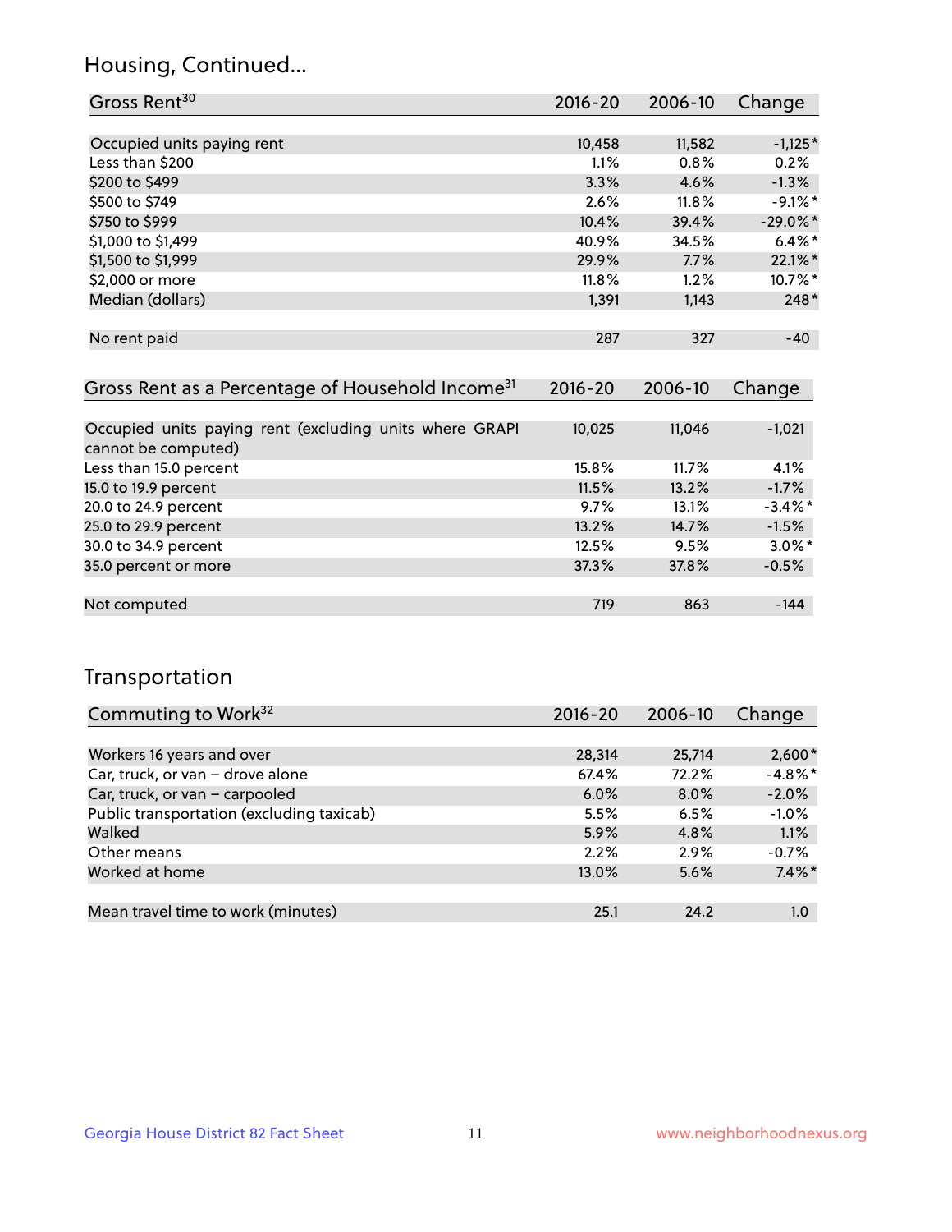## Housing, Continued...

| Gross Rent[30] | 2016-20 | 2006-10 | Change |
|---|---|---|---|
| Occupied units paying rent | 10,458 | 11,582 | -1,125* |
| Less than $200 | 1.1% | 0.8% | 0.2% |
| $200 to $499 | 3.3% | 4.6% | -1.3% |
| $500 to $749 | 2.6% | 11.8% | -9.1%* |
| $750 to $999 | 10.4% | 39.4% | -29.0%* |
| $1,000 to $1,499 | 40.9% | 34.5% | 6.4%* |
| $1,500 to $1,999 | 29.9% | 7.7% | 22.1%* |
| $2,000 or more | 11.8% | 1.2% | 10.7%* |
| Median (dollars) | 1,391 | 1,143 | 248* |
| No rent paid | 287 | 327 | -40 |

| Gross Rent as a Percentage of Household Income[31] | 2016-20 | 2006-10 | Change |
|---|---|---|---|
| Occupied units paying rent (excluding units where GRAPI cannot be computed) | 10,025 | 11,046 | -1,021 |
| Less than 15.0 percent | 15.8% | 11.7% | 4.1% |
| 15.0 to 19.9 percent | 11.5% | 13.2% | -1.7% |
| 20.0 to 24.9 percent | 9.7% | 13.1% | -3.4%* |
| 25.0 to 29.9 percent | 13.2% | 14.7% | -1.5% |
| 30.0 to 34.9 percent | 12.5% | 9.5% | 3.0%* |
| 35.0 percent or more | 37.3% | 37.8% | -0.5% |
| Not computed | 719 | 863 | -144 |

## Transportation

| Commuting to Work[32] | 2016-20 | 2006-10 | Change |
|---|---|---|---|
| Workers 16 years and over | 28,314 | 25,714 | 2,600* |
| Car, truck, or van – drove alone | 67.4% | 72.2% | -4.8%* |
| Car, truck, or van – carpooled | 6.0% | 8.0% | -2.0% |
| Public transportation (excluding taxicab) | 5.5% | 6.5% | -1.0% |
| Walked | 5.9% | 4.8% | 1.1% |
| Other means | 2.2% | 2.9% | -0.7% |
| Worked at home | 13.0% | 5.6% | 7.4%* |
| Mean travel time to work (minutes) | 25.1 | 24.2 | 1.0 |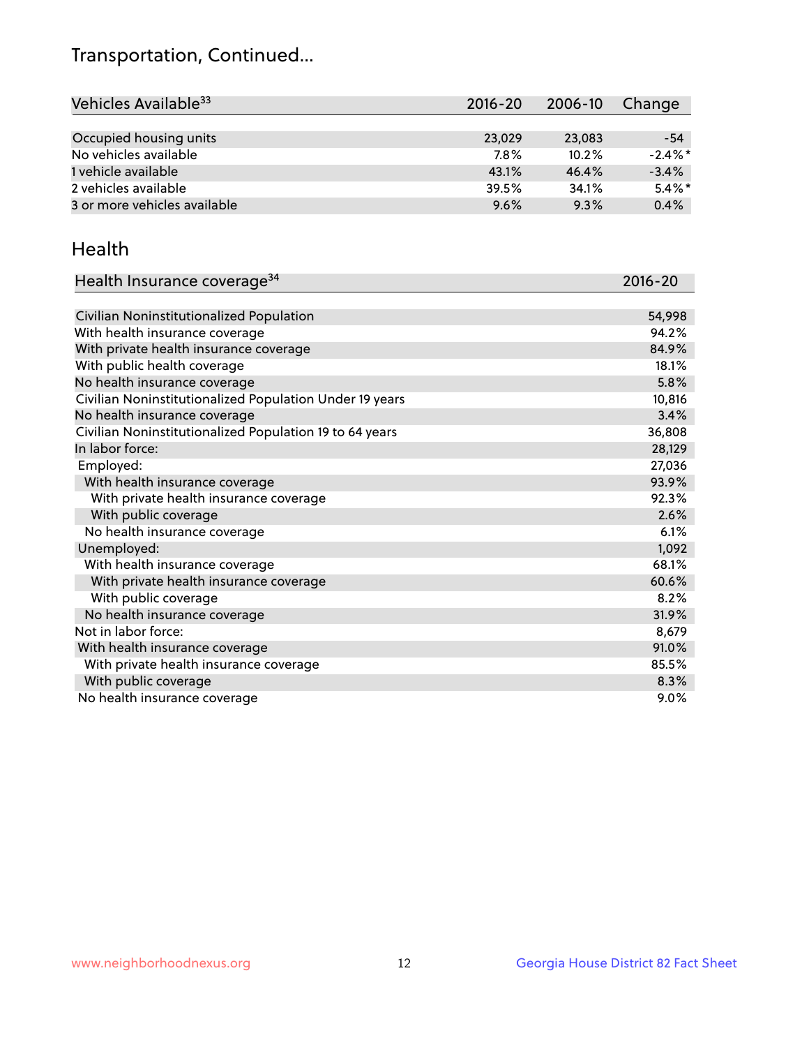# Transportation, Continued...

| Vehicles Available[33] | 2016-20 | 2006-10 | Change |
|---|---|---|---|
| Occupied housing units | 23,029 | 23,083 | -54 |
| No vehicles available | 7.8% | 10.2% | -2.4%* |
| 1 vehicle available | 43.1% | 46.4% | -3.4% |
| 2 vehicles available | 39.5% | 34.1% | 5.4%* |
| 3 or more vehicles available | 9.6% | 9.3% | 0.4% |

## Health

| Health Insurance coverage[34] | 2016-20 |
|---|---|
| Civilian Noninstitutionalized Population | 54,998 |
| With health insurance coverage | 94.2% |
| With private health insurance coverage | 84.9% |
| With public health coverage | 18.1% |
| No health insurance coverage | 5.8% |
| Civilian Noninstitutionalized Population Under 19 years | 10,816 |
| No health insurance coverage | 3.4% |
| Civilian Noninstitutionalized Population 19 to 64 years | 36,808 |
| In labor force: | 28,129 |
| Employed: | 27,036 |
| With health insurance coverage | 93.9% |
| With private health insurance coverage | 92.3% |
| With public coverage | 2.6% |
| No health insurance coverage | 6.1% |
| Unemployed: | 1,092 |
| With health insurance coverage | 68.1% |
| With private health insurance coverage | 60.6% |
| With public coverage | 8.2% |
| No health insurance coverage | 31.9% |
| Not in labor force: | 8,679 |
| With health insurance coverage | 91.0% |
| With private health insurance coverage | 85.5% |
| With public coverage | 8.3% |
| No health insurance coverage | 9.0% |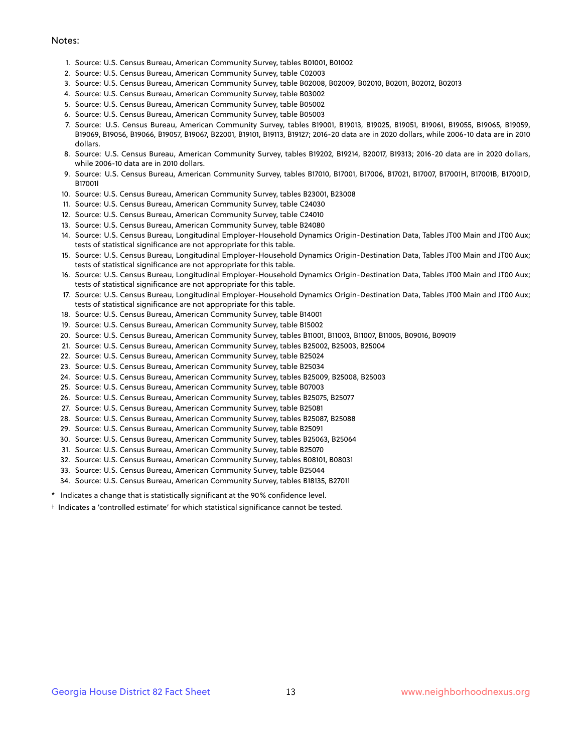Notes:

1. Source: U.S. Census Bureau, American Community Survey, tables B01001, B01002
2. Source: U.S. Census Bureau, American Community Survey, table C02003
3. Source: U.S. Census Bureau, American Community Survey, table B02008, B02009, B02010, B02011, B02012, B02013
4. Source: U.S. Census Bureau, American Community Survey, table B03002
5. Source: U.S. Census Bureau, American Community Survey, table B05002
6. Source: U.S. Census Bureau, American Community Survey, table B05003
7. Source: U.S. Census Bureau, American Community Survey, tables B19001, B19013, B19025, B19051, B19061, B19055, B19065, B19059, B19069, B19056, B19066, B19057, B19067, B22001, B19101, B19113, B19127; 2016-20 data are in 2020 dollars, while 2006-10 data are in 2010 dollars.
8. Source: U.S. Census Bureau, American Community Survey, tables B19202, B19214, B20017, B19313; 2016-20 data are in 2020 dollars, while 2006-10 data are in 2010 dollars.
9. Source: U.S. Census Bureau, American Community Survey, tables B17010, B17001, B17006, B17021, B17007, B17001H, B17001B, B17001D, B17001I
10. Source: U.S. Census Bureau, American Community Survey, tables B23001, B23008
11. Source: U.S. Census Bureau, American Community Survey, table C24030
12. Source: U.S. Census Bureau, American Community Survey, table C24010
13. Source: U.S. Census Bureau, American Community Survey, table B24080
14. Source: U.S. Census Bureau, Longitudinal Employer-Household Dynamics Origin-Destination Data, Tables JT00 Main and JT00 Aux; tests of statistical significance are not appropriate for this table.
15. Source: U.S. Census Bureau, Longitudinal Employer-Household Dynamics Origin-Destination Data, Tables JT00 Main and JT00 Aux; tests of statistical significance are not appropriate for this table.
16. Source: U.S. Census Bureau, Longitudinal Employer-Household Dynamics Origin-Destination Data, Tables JT00 Main and JT00 Aux; tests of statistical significance are not appropriate for this table.
17. Source: U.S. Census Bureau, Longitudinal Employer-Household Dynamics Origin-Destination Data, Tables JT00 Main and JT00 Aux; tests of statistical significance are not appropriate for this table.
18. Source: U.S. Census Bureau, American Community Survey, table B14001
19. Source: U.S. Census Bureau, American Community Survey, table B15002
20. Source: U.S. Census Bureau, American Community Survey, tables B11001, B11003, B11007, B11005, B09016, B09019
21. Source: U.S. Census Bureau, American Community Survey, tables B25002, B25003, B25004
22. Source: U.S. Census Bureau, American Community Survey, table B25024
23. Source: U.S. Census Bureau, American Community Survey, table B25034
24. Source: U.S. Census Bureau, American Community Survey, tables B25009, B25008, B25003
25. Source: U.S. Census Bureau, American Community Survey, table B07003
26. Source: U.S. Census Bureau, American Community Survey, tables B25075, B25077
27. Source: U.S. Census Bureau, American Community Survey, table B25081
28. Source: U.S. Census Bureau, American Community Survey, tables B25087, B25088
29. Source: U.S. Census Bureau, American Community Survey, table B25091
30. Source: U.S. Census Bureau, American Community Survey, tables B25063, B25064
31. Source: U.S. Census Bureau, American Community Survey, table B25070
32. Source: U.S. Census Bureau, American Community Survey, tables B08101, B08031
33. Source: U.S. Census Bureau, American Community Survey, table B25044
34. Source: U.S. Census Bureau, American Community Survey, tables B18135, B27011

\* Indicates a change that is statistically significant at the 90% confidence level.

† Indicates a 'controlled estimate' for which statistical significance cannot be tested.